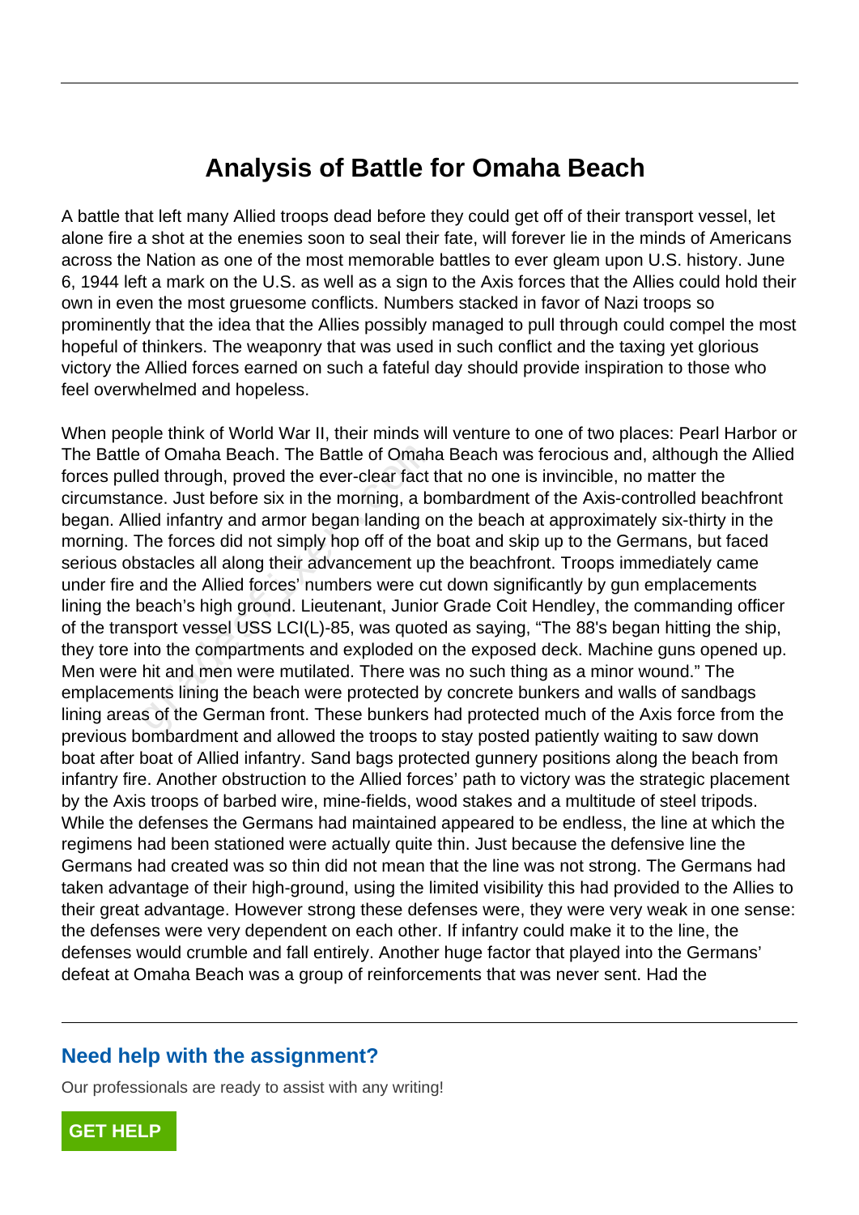# Analysis of Battle for Omaha Beach

A battle that left many Allied troops dead before they could get off of their transport vessel, let alone fire a shot at the enemies soon to seal their fate, will forever lie in the minds of Americans across the Nation as one of the most memorable battles to ever gleam upon U.S. history. June 6, 1944 left a mark on the U.S. as well as a sign to the Axis forces that the Allies could hold their own in even the most gruesome conflicts. Numbers stacked in favor of Nazi troops so prominently that the idea that the Allies possibly managed to pull through could compel the most hopeful of thinkers. The weaponry that was used in such conflict and the taxing yet glorious victory the Allied forces earned on such a fateful day should provide inspiration to those who feel overwhelmed and hopeless.

When people think of World War II, their minds will venture to one of two places: Pearl Harbor or The Battle of Omaha Beach. The Battle of Omaha Beach was ferocious and, although the Allied forces pulled through, proved the ever-clear fact that no one is invincible, no matter the circumstance. Just before six in the morning, a bombardment of the Axis-controlled beachfront began. Allied infantry and armor began landing on the beach at approximately six-thirty in the morning. The forces did not simply hop off of the boat and skip up to the Germans, but faced serious obstacles all along their advancement up the beachfront. Troops immediately came under fire and the Allied forces' numbers were cut down significantly by gun emplacements lining the beach's high ground. Lieutenant, Junior Grade Coit Hendley, the commanding officer of the transport vessel USS LCI(L)-85, was quoted as saying, "The 88's began hitting the ship, they tore into the compartments and exploded on the exposed deck. Machine guns opened up. Men were hit and men were mutilated. There was no such thing as a minor wound." The emplacements lining the beach were protected by concrete bunkers and walls of sandbags lining areas of the German front. These bunkers had protected much of the Axis force from the previous bombardment and allowed the troops to stay posted patiently waiting to saw down boat after boat of Allied infantry. Sand bags protected gunnery positions along the beach from infantry fire. Another obstruction to the Allied forces' path to victory was the strategic placement by the Axis troops of barbed wire, mine-fields, wood stakes and a multitude of steel tripods. While the defenses the Germans had maintained appeared to be endless, the line at which the regimens had been stationed were actually quite thin. Just because the defensive line the Germans had created was so thin did not mean that the line was not strong. The Germans had taken advantage of their high-ground, using the limited visibility this had provided to the Allies to their great advantage. However strong these defenses were, they were very weak in one sense: the defenses were very dependent on each other. If infantry could make it to the line, the defenses would crumble and fall entirely. Another huge factor that played into the Germans' defeat at Omaha Beach was a group of reinforcements that was never sent. Had the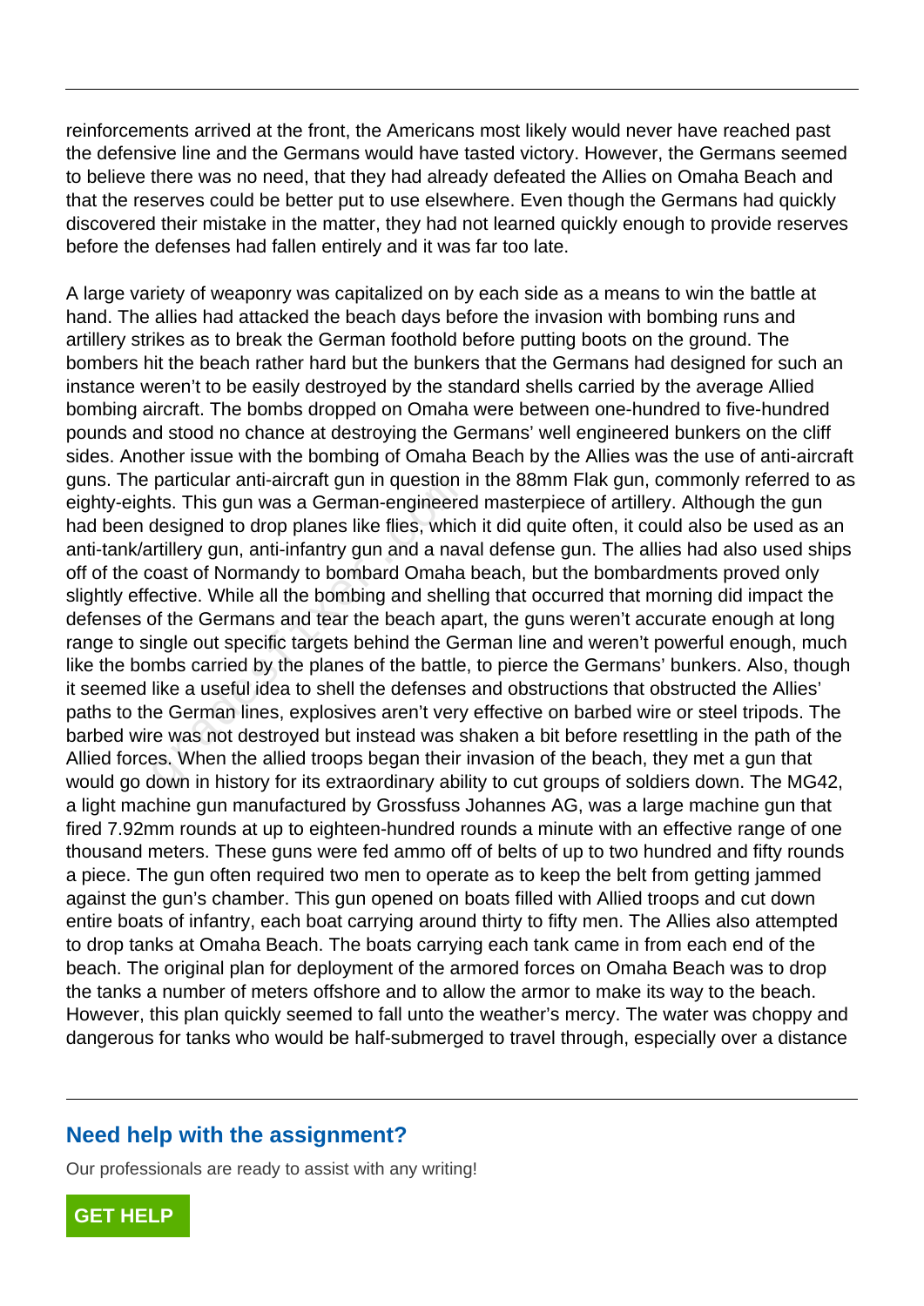reinforcements arrived at the front, the Americans most likely would never have reached past the defensive line and the Germans would have tasted victory. However, the Germans seemed to believe there was no need, that they had already defeated the Allies on Omaha Beach and that the reserves could be better put to use elsewhere. Even though the Germans had quickly discovered their mistake in the matter, they had not learned quickly enough to provide reserves before the defenses had fallen entirely and it was far too late.

A large variety of weaponry was capitalized on by each side as a means to win the battle at hand. The allies had attacked the beach days before the invasion with bombing runs and artillery strikes as to break the German foothold before putting boots on the ground. The bombers hit the beach rather hard but the bunkers that the Germans had designed for such an instance weren't to be easily destroyed by the standard shells carried by the average Allied bombing aircraft. The bombs dropped on Omaha were between one-hundred to five-hundred pounds and stood no chance at destroying the Germans' well engineered bunkers on the cliff sides. Another issue with the bombing of Omaha Beach by the Allies was the use of anti-aircraft guns. The particular anti-aircraft gun in question in the 88mm Flak gun, commonly referred to as eighty-eights. This gun was a German-engineered masterpiece of artillery. Although the gun had been designed to drop planes like flies, which it did quite often, it could also be used as an anti-tank/artillery gun, anti-infantry gun and a naval defense gun. The allies had also used ships off of the coast of Normandy to bombard Omaha beach, but the bombardments proved only slightly effective. While all the bombing and shelling that occurred that morning did impact the defenses of the Germans and tear the beach apart, the guns weren't accurate enough at long range to single out specific targets behind the German line and weren't powerful enough, much like the bombs carried by the planes of the battle, to pierce the Germans' bunkers. Also, though it seemed like a useful idea to shell the defenses and obstructions that obstructed the Allies' paths to the German lines, explosives aren't very effective on barbed wire or steel tripods. The barbed wire was not destroyed but instead was shaken a bit before resettling in the path of the Allied forces. When the allied troops began their invasion of the beach, they met a gun that would go down in history for its extraordinary ability to cut groups of soldiers down. The MG42, a light machine gun manufactured by Grossfuss Johannes AG, was a large machine gun that fired 7.92mm rounds at up to eighteen-hundred rounds a minute with an effective range of one thousand meters. These guns were fed ammo off of belts of up to two hundred and fifty rounds a piece. The gun often required two men to operate as to keep the belt from getting jammed against the gun's chamber. This gun opened on boats filled with Allied troops and cut down entire boats of infantry, each boat carrying around thirty to fifty men. The Allies also attempted to drop tanks at Omaha Beach. The boats carrying each tank came in from each end of the beach. The original plan for deployment of the armored forces on Omaha Beach was to drop the tanks a number of meters offshore and to allow the armor to make its way to the beach. However, this plan quickly seemed to fall unto the weather's mercy. The water was choppy and dangerous for tanks who would be half-submerged to travel through, especially over a distance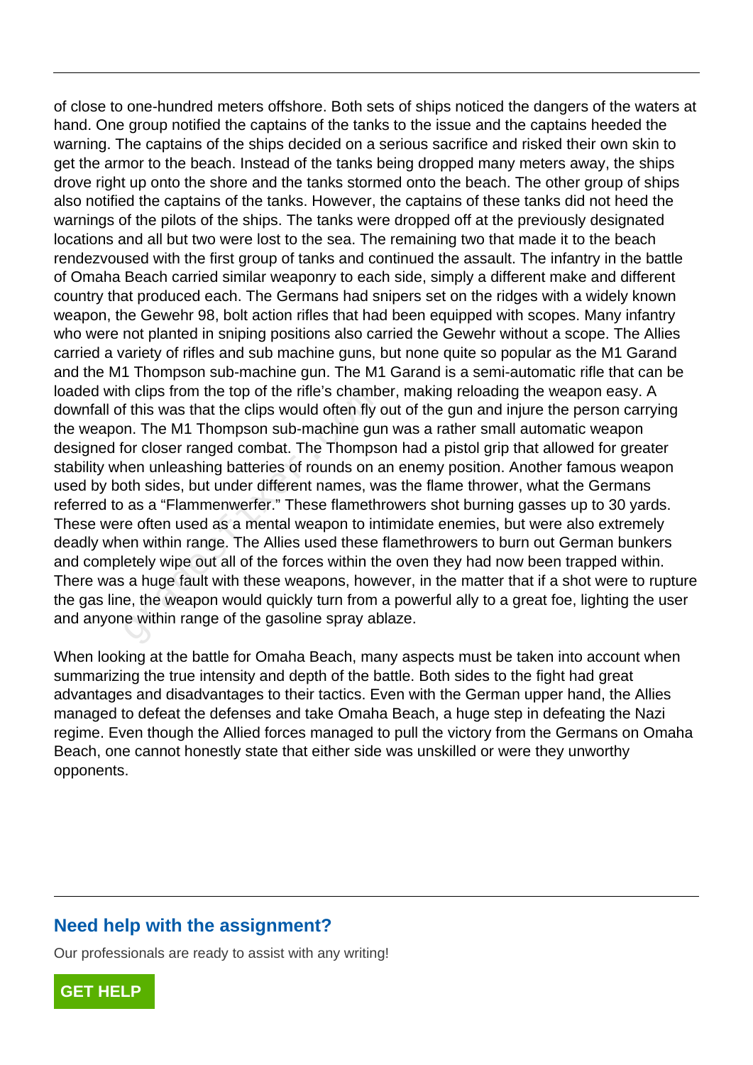of close to one-hundred meters offshore. Both sets of ships noticed the dangers of the waters at hand. One group notified the captains of the tanks to the issue and the captains heeded the warning. The captains of the ships decided on a serious sacrifice and risked their own skin to get the armor to the beach. Instead of the tanks being dropped many meters away, the ships drove right up onto the shore and the tanks stormed onto the beach. The other group of ships also notified the captains of the tanks. However, the captains of these tanks did not heed the warnings of the pilots of the ships. The tanks were dropped off at the previously designated locations and all but two were lost to the sea. The remaining two that made it to the beach rendezvoused with the first group of tanks and continued the assault. The infantry in the battle of Omaha Beach carried similar weaponry to each side, simply a different make and different country that produced each. The Germans had snipers set on the ridges with a widely known weapon, the Gewehr 98, bolt action rifles that had been equipped with scopes. Many infantry who were not planted in sniping positions also carried the Gewehr without a scope. The Allies carried a variety of rifles and sub machine guns, but none quite so popular as the M1 Garand and the M1 Thompson sub-machine gun. The M1 Garand is a semi-automatic rifle that can be loaded with clips from the top of the rifle's chamber, making reloading the weapon easy. A downfall of this was that the clips would often fly out of the gun and injure the person carrying the weapon. The M1 Thompson sub-machine gun was a rather small automatic weapon designed for closer ranged combat. The Thompson had a pistol grip that allowed for greater stability when unleashing batteries of rounds on an enemy position. Another famous weapon used by both sides, but under different names, was the flame thrower, what the Germans referred to as a "Flammenwerfer." These flamethrowers shot burning gasses up to 30 yards. These were often used as a mental weapon to intimidate enemies, but were also extremely deadly when within range. The Allies used these flamethrowers to burn out German bunkers and completely wipe out all of the forces within the oven they had now been trapped within. There was a huge fault with these weapons, however, in the matter that if a shot were to rupture the gas line, the weapon would quickly turn from a powerful ally to a great foe, lighting the user and anyone within range of the gasoline spray ablaze.

When looking at the battle for Omaha Beach, many aspects must be taken into account when summarizing the true intensity and depth of the battle. Both sides to the fight had great advantages and disadvantages to their tactics. Even with the German upper hand, the Allies managed to defeat the defenses and take Omaha Beach, a huge step in defeating the Nazi regime. Even though the Allied forces managed to pull the victory from the Germans on Omaha Beach, one cannot honestly state that either side was unskilled or were they unworthy opponents.

## Need help with the assignment?

Our professionals are ready to assist with any writing!

**GET HELP**